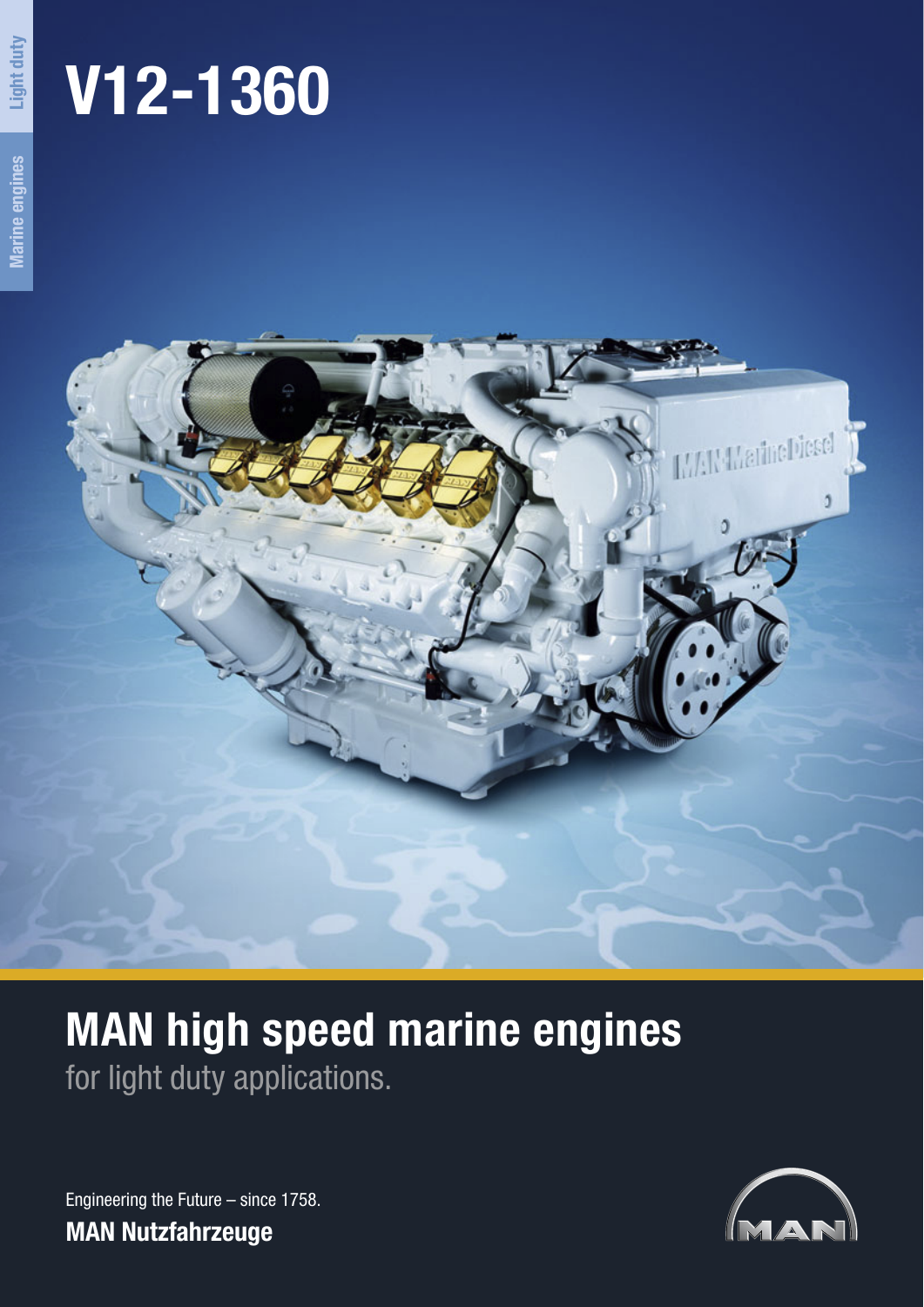Light duty

Marine engines

# V12-1360

## MAN high speed marine engines

for light duty applications.

Engineering the Future – since 1758.

**MAN Nutzfahrzeuge**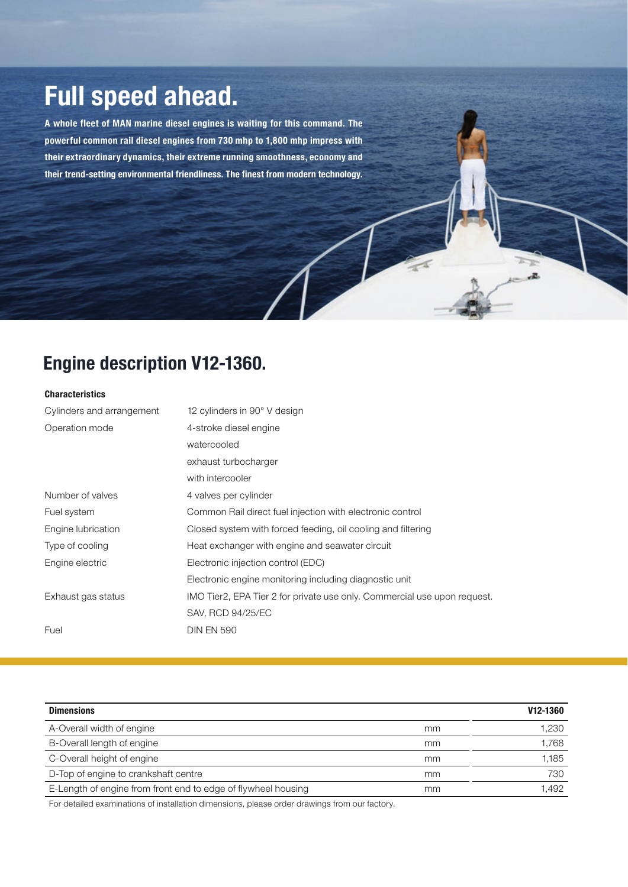# Full speed ahead.

**A whole fleet of MAN marine diesel engines is waiting for this command. The powerful common rail diesel engines from 730 mhp to 1,800 mhp impress with their extraordinary dynamics, their extreme running smoothness, economy and their trend-setting environmental friendliness. The finest from modern technology.**

## Engine description V12-1360.

**Characteristics**

| | |
|---|---|
| Cylinders and arrangement | 12 cylinders in 90° V design |
| Operation mode | 4-stroke diesel engine |
| | watercooled |
| | exhaust turbocharger |
| | with intercooler |
| Number of valves | 4 valves per cylinder |
| Fuel system | Common Rail direct fuel injection with electronic control |
| Engine lubrication | Closed system with forced feeding, oil cooling and filtering |
| Type of cooling | Heat exchanger with engine and seawater circuit |
| Engine electric | Electronic injection control (EDC) |
| | Electronic engine monitoring including diagnostic unit |
| Exhaust gas status | IMO Tier2, EPA Tier 2 for private use only. Commercial use upon request. |
| | SAV, RCD 94/25/EC |
| Fuel | DIN EN 590 |

| **Dimensions** | | **V12-1360** |
|---|---|---:|
| A-Overall width of engine | mm | 1,230 |
| B-Overall length of engine | mm | 1,768 |
| C-Overall height of engine | mm | 1,185 |
| D-Top of engine to crankshaft centre | mm | 730 |
| E-Length of engine from front end to edge of flywheel housing | mm | 1,492 |

For detailed examinations of installation dimensions, please order drawings from our factory.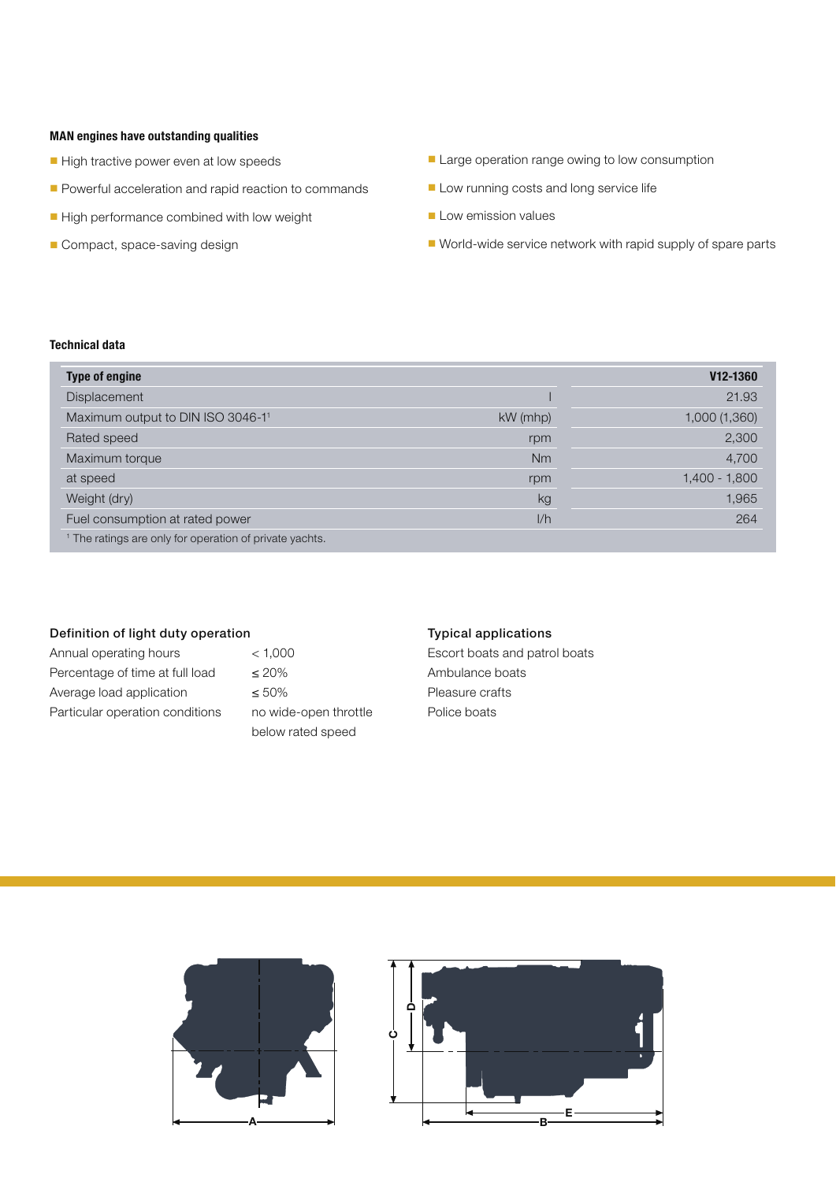**MAN engines have outstanding qualities**

- High tractive power even at low speeds
- Powerful acceleration and rapid reaction to commands
- High performance combined with low weight
- Compact, space-saving design
- Large operation range owing to low consumption
- Low running costs and long service life
- Low emission values
- World-wide service network with rapid supply of spare parts

**Technical data**

| Type of engine | | V12-1360 |
|---|---|---|
| Displacement | l | 21.93 |
| Maximum output to DIN ISO 3046-1[1] | kW (mhp) | 1,000 (1,360) |
| Rated speed | rpm | 2,300 |
| Maximum torque | Nm | 4,700 |
| at speed | rpm | 1,400 - 1,800 |
| Weight (dry) | kg | 1,965 |
| Fuel consumption at rated power | l/h | 264 |

[1] The ratings are only for operation of private yachts.

### Definition of light duty operation

| | |
|---|---|
| Annual operating hours | < 1,000 |
| Percentage of time at full load | ≤ 20% |
| Average load application | ≤ 50% |
| Particular operation conditions | no wide-open throttle below rated speed |

### Typical applications

Escort boats and patrol boats
Ambulance boats
Pleasure crafts
Police boats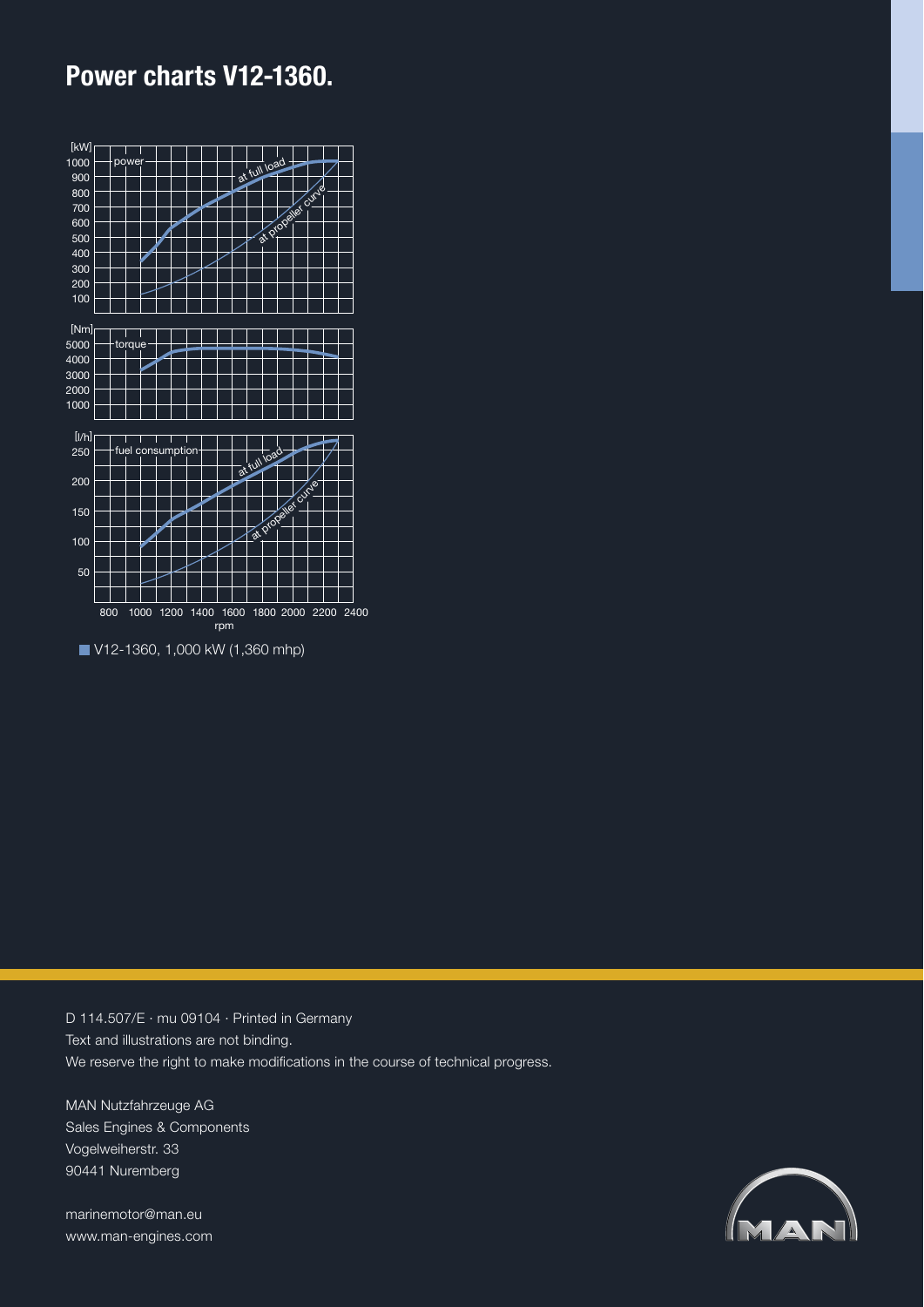## Power charts V12-1360.

[kW]
1000
900
800
700
600
500
400
300
200
100
power
at full load
at propeller curve

[Nm]
5000
4000
3000
2000
1000
torque

[l/h]
250
200
150
100
50
fuel consumption
at full load
at propeller curve

800 1000 1200 1400 1600 1800 2000 2200 2400
rpm

V12-1360, 1,000 kW (1,360 mhp)

D 114.507/E · mu 09104 · Printed in Germany
Text and illustrations are not binding.
We reserve the right to make modifications in the course of technical progress.

MAN Nutzfahrzeuge AG
Sales Engines & Components
Vogelweiherstr. 33
90441 Nuremberg

marinemotor@man.eu
www.man-engines.com